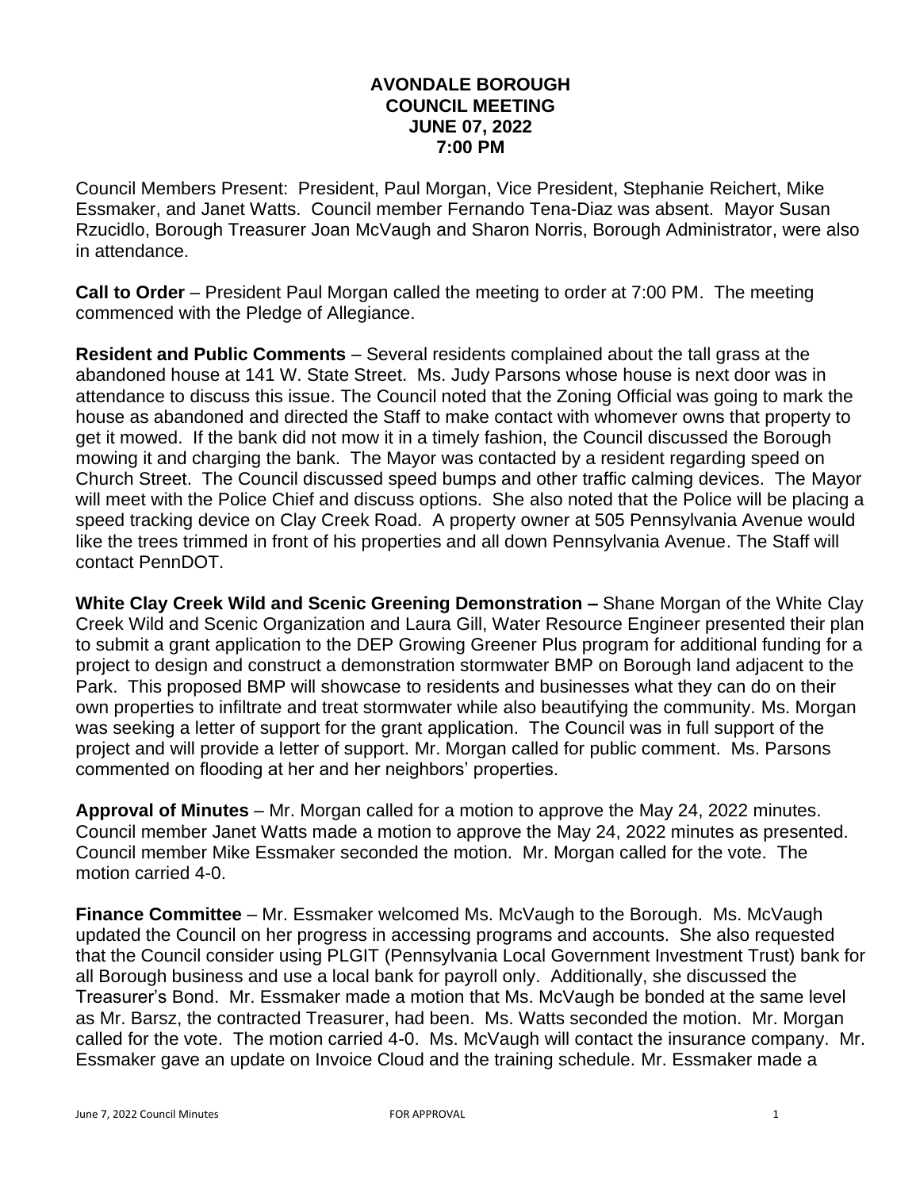# AVONDALE BOROUGH
## COUNCIL MEETING
## JUNE 07, 2022
## 7:00 PM

Council Members Present: President, Paul Morgan, Vice President, Stephanie Reichert, Mike Essmaker, and Janet Watts. Council member Fernando Tena-Diaz was absent. Mayor Susan Rzucidlo, Borough Treasurer Joan McVaugh and Sharon Norris, Borough Administrator, were also in attendance.

**Call to Order** – President Paul Morgan called the meeting to order at 7:00 PM. The meeting commenced with the Pledge of Allegiance.

**Resident and Public Comments** – Several residents complained about the tall grass at the abandoned house at 141 W. State Street. Ms. Judy Parsons whose house is next door was in attendance to discuss this issue. The Council noted that the Zoning Official was going to mark the house as abandoned and directed the Staff to make contact with whomever owns that property to get it mowed. If the bank did not mow it in a timely fashion, the Council discussed the Borough mowing it and charging the bank. The Mayor was contacted by a resident regarding speed on Church Street. The Council discussed speed bumps and other traffic calming devices. The Mayor will meet with the Police Chief and discuss options. She also noted that the Police will be placing a speed tracking device on Clay Creek Road. A property owner at 505 Pennsylvania Avenue would like the trees trimmed in front of his properties and all down Pennsylvania Avenue. The Staff will contact PennDOT.

**White Clay Creek Wild and Scenic Greening Demonstration –** Shane Morgan of the White Clay Creek Wild and Scenic Organization and Laura Gill, Water Resource Engineer presented their plan to submit a grant application to the DEP Growing Greener Plus program for additional funding for a project to design and construct a demonstration stormwater BMP on Borough land adjacent to the Park. This proposed BMP will showcase to residents and businesses what they can do on their own properties to infiltrate and treat stormwater while also beautifying the community. Ms. Morgan was seeking a letter of support for the grant application. The Council was in full support of the project and will provide a letter of support. Mr. Morgan called for public comment. Ms. Parsons commented on flooding at her and her neighbors' properties.

**Approval of Minutes** – Mr. Morgan called for a motion to approve the May 24, 2022 minutes. Council member Janet Watts made a motion to approve the May 24, 2022 minutes as presented. Council member Mike Essmaker seconded the motion. Mr. Morgan called for the vote. The motion carried 4-0.

**Finance Committee** – Mr. Essmaker welcomed Ms. McVaugh to the Borough. Ms. McVaugh updated the Council on her progress in accessing programs and accounts. She also requested that the Council consider using PLGIT (Pennsylvania Local Government Investment Trust) bank for all Borough business and use a local bank for payroll only. Additionally, she discussed the Treasurer's Bond. Mr. Essmaker made a motion that Ms. McVaugh be bonded at the same level as Mr. Barsz, the contracted Treasurer, had been. Ms. Watts seconded the motion. Mr. Morgan called for the vote. The motion carried 4-0. Ms. McVaugh will contact the insurance company. Mr. Essmaker gave an update on Invoice Cloud and the training schedule. Mr. Essmaker made a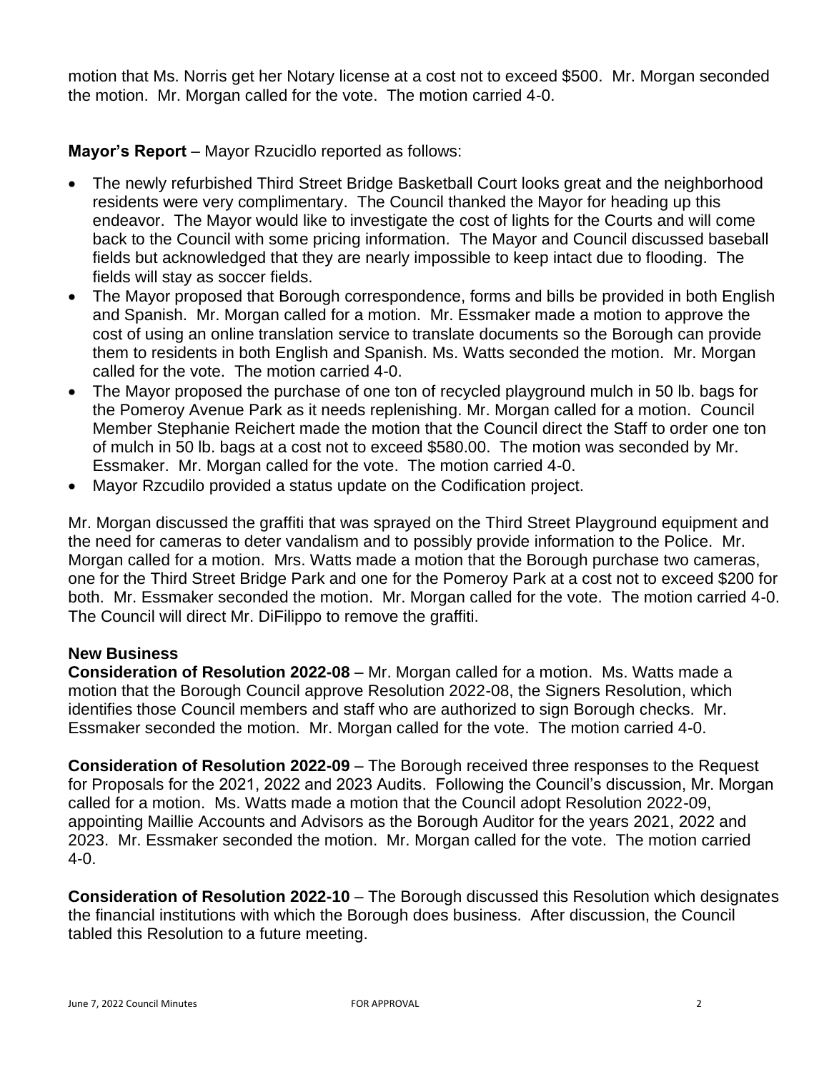motion that Ms. Norris get her Notary license at a cost not to exceed $500. Mr. Morgan seconded the motion. Mr. Morgan called for the vote. The motion carried 4-0.

**Mayor's Report** – Mayor Rzucidlo reported as follows:

- The newly refurbished Third Street Bridge Basketball Court looks great and the neighborhood residents were very complimentary. The Council thanked the Mayor for heading up this endeavor. The Mayor would like to investigate the cost of lights for the Courts and will come back to the Council with some pricing information. The Mayor and Council discussed baseball fields but acknowledged that they are nearly impossible to keep intact due to flooding. The fields will stay as soccer fields.
- The Mayor proposed that Borough correspondence, forms and bills be provided in both English and Spanish. Mr. Morgan called for a motion. Mr. Essmaker made a motion to approve the cost of using an online translation service to translate documents so the Borough can provide them to residents in both English and Spanish. Ms. Watts seconded the motion. Mr. Morgan called for the vote. The motion carried 4-0.
- The Mayor proposed the purchase of one ton of recycled playground mulch in 50 lb. bags for the Pomeroy Avenue Park as it needs replenishing. Mr. Morgan called for a motion. Council Member Stephanie Reichert made the motion that the Council direct the Staff to order one ton of mulch in 50 lb. bags at a cost not to exceed $580.00. The motion was seconded by Mr. Essmaker. Mr. Morgan called for the vote. The motion carried 4-0.
- Mayor Rzcudilo provided a status update on the Codification project.

Mr. Morgan discussed the graffiti that was sprayed on the Third Street Playground equipment and the need for cameras to deter vandalism and to possibly provide information to the Police. Mr. Morgan called for a motion. Mrs. Watts made a motion that the Borough purchase two cameras, one for the Third Street Bridge Park and one for the Pomeroy Park at a cost not to exceed $200 for both. Mr. Essmaker seconded the motion. Mr. Morgan called for the vote. The motion carried 4-0. The Council will direct Mr. DiFilippo to remove the graffiti.

**New Business**

**Consideration of Resolution 2022-08** – Mr. Morgan called for a motion. Ms. Watts made a motion that the Borough Council approve Resolution 2022-08, the Signers Resolution, which identifies those Council members and staff who are authorized to sign Borough checks. Mr. Essmaker seconded the motion. Mr. Morgan called for the vote. The motion carried 4-0.

**Consideration of Resolution 2022-09** – The Borough received three responses to the Request for Proposals for the 2021, 2022 and 2023 Audits. Following the Council's discussion, Mr. Morgan called for a motion. Ms. Watts made a motion that the Council adopt Resolution 2022-09, appointing Maillie Accounts and Advisors as the Borough Auditor for the years 2021, 2022 and 2023. Mr. Essmaker seconded the motion. Mr. Morgan called for the vote. The motion carried 4-0.

**Consideration of Resolution 2022-10** – The Borough discussed this Resolution which designates the financial institutions with which the Borough does business. After discussion, the Council tabled this Resolution to a future meeting.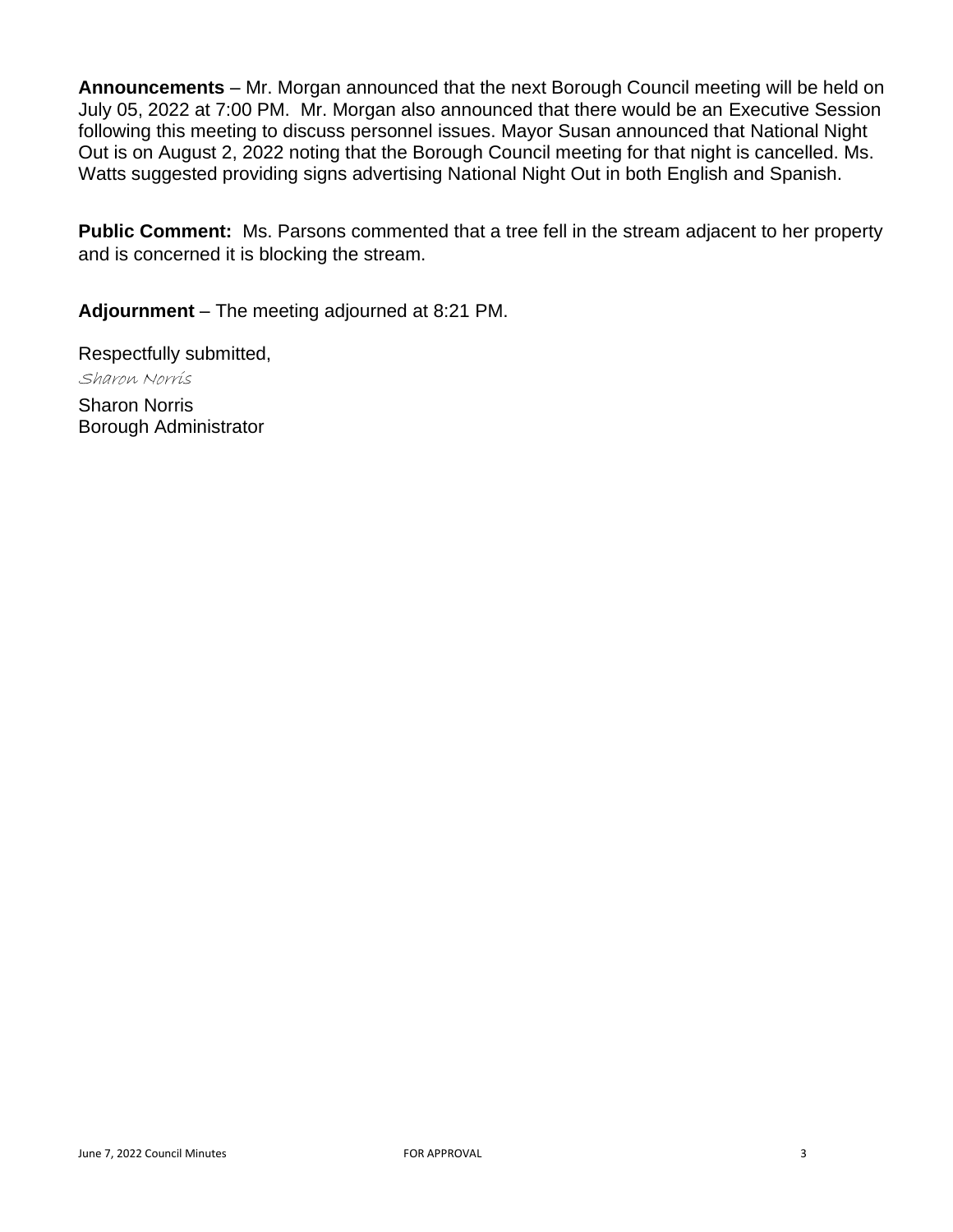**Announcements** – Mr. Morgan announced that the next Borough Council meeting will be held on July 05, 2022 at 7:00 PM. Mr. Morgan also announced that there would be an Executive Session following this meeting to discuss personnel issues. Mayor Susan announced that National Night Out is on August 2, 2022 noting that the Borough Council meeting for that night is cancelled. Ms. Watts suggested providing signs advertising National Night Out in both English and Spanish.

**Public Comment:** Ms. Parsons commented that a tree fell in the stream adjacent to her property and is concerned it is blocking the stream.

**Adjournment** – The meeting adjourned at 8:21 PM.

Respectfully submitted,

*Sharon Norris*

Sharon Norris
Borough Administrator